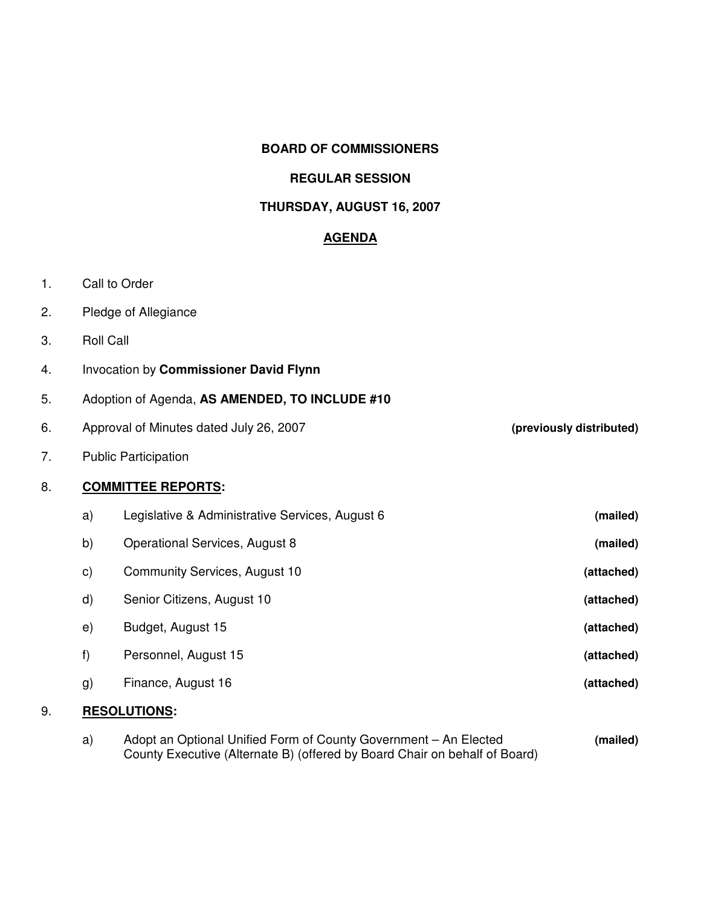**BOARD OF COMMISSIONERS**

**REGULAR SESSION**

**THURSDAY, AUGUST 16, 2007**

**AGENDA**

1. Call to Order
2. Pledge of Allegiance
3. Roll Call
4. Invocation by **Commissioner David Flynn**
5. Adoption of Agenda, **AS AMENDED, TO INCLUDE #10**
6. Approval of Minutes dated July 26, 2007 **(previously distributed)**
7. Public Participation
8. **COMMITTEE REPORTS:**
   - a) Legislative & Administrative Services, August 6 **(mailed)**
   - b) Operational Services, August 8 **(mailed)**
   - c) Community Services, August 10 **(attached)**
   - d) Senior Citizens, August 10 **(attached)**
   - e) Budget, August 15 **(attached)**
   - f) Personnel, August 15 **(attached)**
   - g) Finance, August 16 **(attached)**
9. **RESOLUTIONS:**
   - a) Adopt an Optional Unified Form of County Government – An Elected County Executive (Alternate B) (offered by Board Chair on behalf of Board) **(mailed)**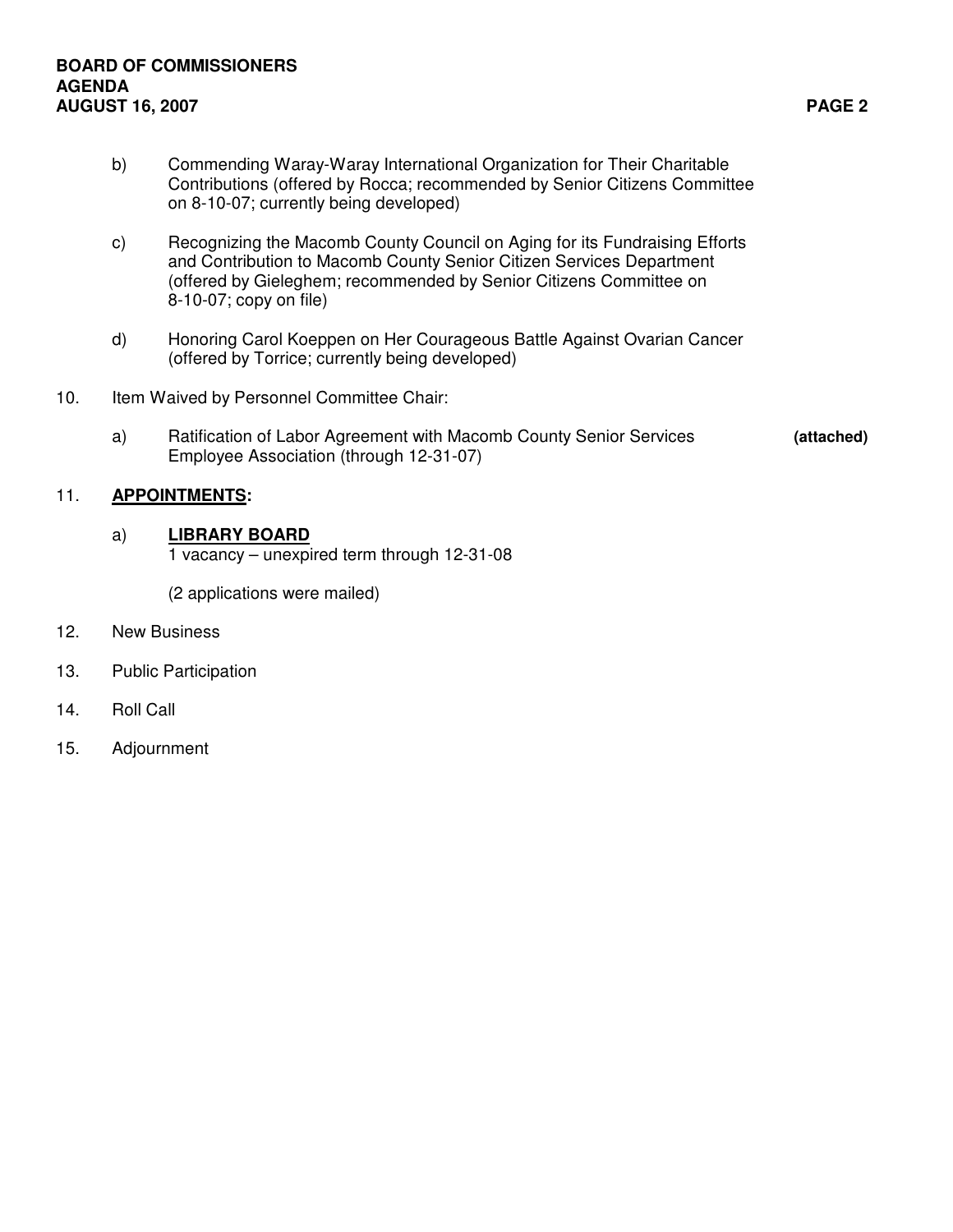b) Commending Waray-Waray International Organization for Their Charitable Contributions (offered by Rocca; recommended by Senior Citizens Committee on 8-10-07; currently being developed)

c) Recognizing the Macomb County Council on Aging for its Fundraising Efforts and Contribution to Macomb County Senior Citizen Services Department (offered by Gieleghem; recommended by Senior Citizens Committee on 8-10-07; copy on file)

d) Honoring Carol Koeppen on Her Courageous Battle Against Ovarian Cancer (offered by Torrice; currently being developed)

10. Item Waived by Personnel Committee Chair:

    a) Ratification of Labor Agreement with Macomb County Senior Services Employee Association (through 12-31-07) **(attached)**

11. **APPOINTMENTS:**

    a) **LIBRARY BOARD**
    1 vacancy – unexpired term through 12-31-08

    (2 applications were mailed)

12. New Business

13. Public Participation

14. Roll Call

15. Adjournment